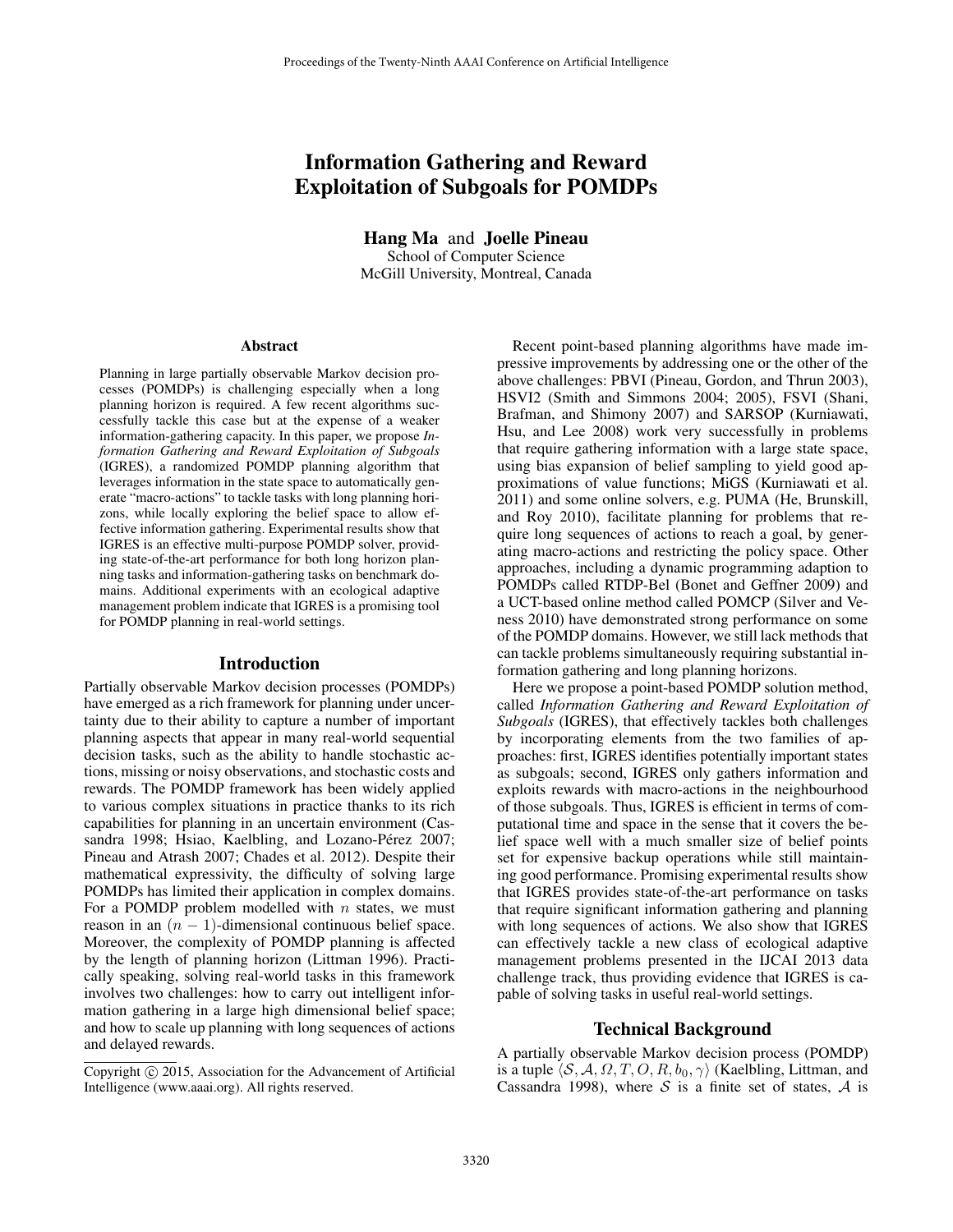# Information Gathering and Reward Exploitation of Subgoals for POMDPs

**Hang Ma** and **Joelle Pineau**

School of Computer Science
McGill University, Montreal, Canada

## Abstract

Planning in large partially observable Markov decision processes (POMDPs) is challenging especially when a long planning horizon is required. A few recent algorithms successfully tackle this case but at the expense of a weaker information-gathering capacity. In this paper, we propose *Information Gathering and Reward Exploitation of Subgoals* (IGRES), a randomized POMDP planning algorithm that leverages information in the state space to automatically generate "macro-actions" to tackle tasks with long planning horizons, while locally exploring the belief space to allow effective information gathering. Experimental results show that IGRES is an effective multi-purpose POMDP solver, providing state-of-the-art performance for both long horizon planning tasks and information-gathering tasks on benchmark domains. Additional experiments with an ecological adaptive management problem indicate that IGRES is a promising tool for POMDP planning in real-world settings.

## Introduction

Partially observable Markov decision processes (POMDPs) have emerged as a rich framework for planning under uncertainty due to their ability to capture a number of important planning aspects that appear in many real-world sequential decision tasks, such as the ability to handle stochastic actions, missing or noisy observations, and stochastic costs and rewards. The POMDP framework has been widely applied to various complex situations in practice thanks to its rich capabilities for planning in an uncertain environment (Cassandra 1998; Hsiao, Kaelbling, and Lozano-Pérez 2007; Pineau and Atrash 2007; Chades et al. 2012). Despite their mathematical expressivity, the difficulty of solving large POMDPs has limited their application in complex domains. For a POMDP problem modelled with $n$ states, we must reason in an $(n-1)$-dimensional continuous belief space. Moreover, the complexity of POMDP planning is affected by the length of planning horizon (Littman 1996). Practically speaking, solving real-world tasks in this framework involves two challenges: how to carry out intelligent information gathering in a large high dimensional belief space; and how to scale up planning with long sequences of actions and delayed rewards.

Recent point-based planning algorithms have made impressive improvements by addressing one or the other of the above challenges: PBVI (Pineau, Gordon, and Thrun 2003), HSVI2 (Smith and Simmons 2004; 2005), FSVI (Shani, Brafman, and Shimony 2007) and SARSOP (Kurniawati, Hsu, and Lee 2008) work very successfully in problems that require gathering information with a large state space, using bias expansion of belief sampling to yield good approximations of value functions; MiGS (Kurniawati et al. 2011) and some online solvers, e.g. PUMA (He, Brunskill, and Roy 2010), facilitate planning for problems that require long sequences of actions to reach a goal, by generating macro-actions and restricting the policy space. Other approaches, including a dynamic programming adaption to POMDPs called RTDP-Bel (Bonet and Geffner 2009) and a UCT-based online method called POMCP (Silver and Veness 2010) have demonstrated strong performance on some of the POMDP domains. However, we still lack methods that can tackle problems simultaneously requiring substantial information gathering and long planning horizons.

Here we propose a point-based POMDP solution method, called *Information Gathering and Reward Exploitation of Subgoals* (IGRES), that effectively tackles both challenges by incorporating elements from the two families of approaches: first, IGRES identifies potentially important states as subgoals; second, IGRES only gathers information and exploits rewards with macro-actions in the neighbourhood of those subgoals. Thus, IGRES is efficient in terms of computational time and space in the sense that it covers the belief space well with a much smaller size of belief points set for expensive backup operations while still maintaining good performance. Promising experimental results show that IGRES provides state-of-the-art performance on tasks that require significant information gathering and planning with long sequences of actions. We also show that IGRES can effectively tackle a new class of ecological adaptive management problems presented in the IJCAI 2013 data challenge track, thus providing evidence that IGRES is capable of solving tasks in useful real-world settings.

## Technical Background

A partially observable Markov decision process (POMDP) is a tuple $\langle \mathcal{S}, \mathcal{A}, \Omega, T, O, R, b_0, \gamma \rangle$ (Kaelbling, Littman, and Cassandra 1998), where $\mathcal{S}$ is a finite set of states, $\mathcal{A}$ is

Copyright © 2015, Association for the Advancement of Artificial Intelligence (www.aaai.org). All rights reserved.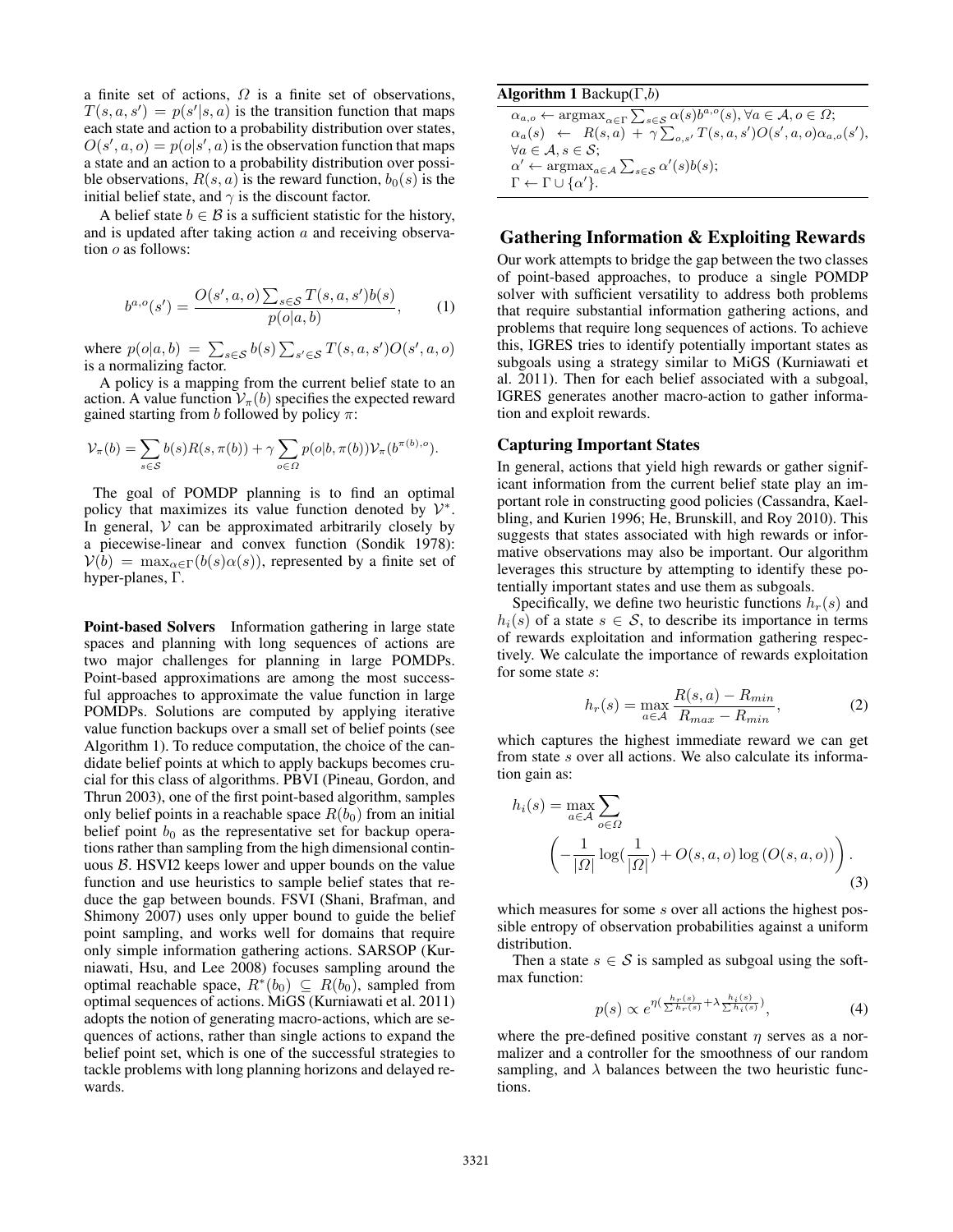a finite set of actions, $\Omega$ is a finite set of observations, $T(s,a,s') = p(s'|s,a)$ is the transition function that maps each state and action to a probability distribution over states, $O(s',a,o) = p(o|s',a)$ is the observation function that maps a state and an action to a probability distribution over possible observations, $R(s,a)$ is the reward function, $b_0(s)$ is the initial belief state, and $\gamma$ is the discount factor.

A belief state $b \in \mathcal{B}$ is a sufficient statistic for the history, and is updated after taking action $a$ and receiving observation $o$ as follows:

$$b^{a,o}(s') = \frac{O(s',a,o)\sum_{s\in\mathcal{S}} T(s,a,s')b(s)}{p(o|a,b)}, \tag{1}$$

where $p(o|a,b) = \sum_{s\in\mathcal{S}} b(s) \sum_{s'\in\mathcal{S}} T(s,a,s')O(s',a,o)$ is a normalizing factor.

A policy is a mapping from the current belief state to an action. A value function $\mathcal{V}_\pi(b)$ specifies the expected reward gained starting from $b$ followed by policy $\pi$:

$$\mathcal{V}_\pi(b) = \sum_{s\in\mathcal{S}} b(s)R(s,\pi(b)) + \gamma \sum_{o\in\Omega} p(o|b,\pi(b))\mathcal{V}_\pi(b^{\pi(b),o}).$$

The goal of POMDP planning is to find an optimal policy that maximizes its value function denoted by $\mathcal{V}^*$. In general, $\mathcal{V}$ can be approximated arbitrarily closely by a piecewise-linear and convex function (Sondik 1978): $\mathcal{V}(b) = \max_{\alpha\in\Gamma}(b(s)\alpha(s))$, represented by a finite set of hyper-planes, $\Gamma$.

**Point-based Solvers** Information gathering in large state spaces and planning with long sequences of actions are two major challenges for planning in large POMDPs. Point-based approximations are among the most successful approaches to approximate the value function in large POMDPs. Solutions are computed by applying iterative value function backups over a small set of belief points (see Algorithm 1). To reduce computation, the choice of the candidate belief points at which to apply backups becomes crucial for this class of algorithms. PBVI (Pineau, Gordon, and Thrun 2003), one of the first point-based algorithm, samples only belief points in a reachable space $R(b_0)$ from an initial belief point $b_0$ as the representative set for backup operations rather than sampling from the high dimensional continuous $\mathcal{B}$. HSVI2 keeps lower and upper bounds on the value function and use heuristics to sample belief states that reduce the gap between bounds. FSVI (Shani, Brafman, and Shimony 2007) uses only upper bound to guide the belief point sampling, and works well for domains that require only simple information gathering actions. SARSOP (Kurniawati, Hsu, and Lee 2008) focuses sampling around the optimal reachable space, $R^*(b_0) \subseteq R(b_0)$, sampled from optimal sequences of actions. MiGS (Kurniawati et al. 2011) adopts the notion of generating macro-actions, which are sequences of actions, rather than single actions to expand the belief point set, which is one of the successful strategies to tackle problems with long planning horizons and delayed rewards.

**Algorithm 1** Backup($\Gamma$,$b$)

$\alpha_{a,o} \leftarrow \text{argmax}_{\alpha\in\Gamma} \sum_{s\in\mathcal{S}} \alpha(s)b^{a,o}(s), \forall a \in \mathcal{A}, o \in \Omega$;
$\alpha_a(s) \leftarrow R(s,a) + \gamma \sum_{o,s'} T(s,a,s')O(s',a,o)\alpha_{a,o}(s')$, $\forall a \in \mathcal{A}, s \in \mathcal{S}$;
$\alpha' \leftarrow \text{argmax}_{a\in\mathcal{A}} \sum_{s\in\mathcal{S}} \alpha'(s)b(s)$;
$\Gamma \leftarrow \Gamma \cup \{\alpha'\}$.

## Gathering Information & Exploiting Rewards

Our work attempts to bridge the gap between the two classes of point-based approaches, to produce a single POMDP solver with sufficient versatility to address both problems that require substantial information gathering actions, and problems that require long sequences of actions. To achieve this, IGRES tries to identify potentially important states as subgoals using a strategy similar to MiGS (Kurniawati et al. 2011). Then for each belief associated with a subgoal, IGRES generates another macro-action to gather information and exploit rewards.

### Capturing Important States

In general, actions that yield high rewards or gather significant information from the current belief state play an important role in constructing good policies (Cassandra, Kaelbling, and Kurien 1996; He, Brunskill, and Roy 2010). This suggests that states associated with high rewards or informative observations may also be important. Our algorithm leverages this structure by attempting to identify these potentially important states and use them as subgoals.

Specifically, we define two heuristic functions $h_r(s)$ and $h_i(s)$ of a state $s \in \mathcal{S}$, to describe its importance in terms of rewards exploitation and information gathering respectively. We calculate the importance of rewards exploitation for some state $s$:

$$h_r(s) = \max_{a\in\mathcal{A}} \frac{R(s,a) - R_{min}}{R_{max} - R_{min}}, \tag{2}$$

which captures the highest immediate reward we can get from state $s$ over all actions. We also calculate its information gain as:

$$h_i(s) = \max_{a\in\mathcal{A}} \sum_{o\in\Omega} \left( -\frac{1}{|\Omega|}\log(\frac{1}{|\Omega|}) + O(s,a,o)\log\left(O(s,a,o)\right) \right). \tag{3}$$

which measures for some $s$ over all actions the highest possible entropy of observation probabilities against a uniform distribution.

Then a state $s \in \mathcal{S}$ is sampled as subgoal using the softmax function:

$$p(s) \propto e^{\eta(\frac{h_r(s)}{\sum h_r(s)} + \lambda \frac{h_i(s)}{\sum h_i(s)})}, \tag{4}$$

where the pre-defined positive constant $\eta$ serves as a normalizer and a controller for the smoothness of our random sampling, and $\lambda$ balances between the two heuristic functions.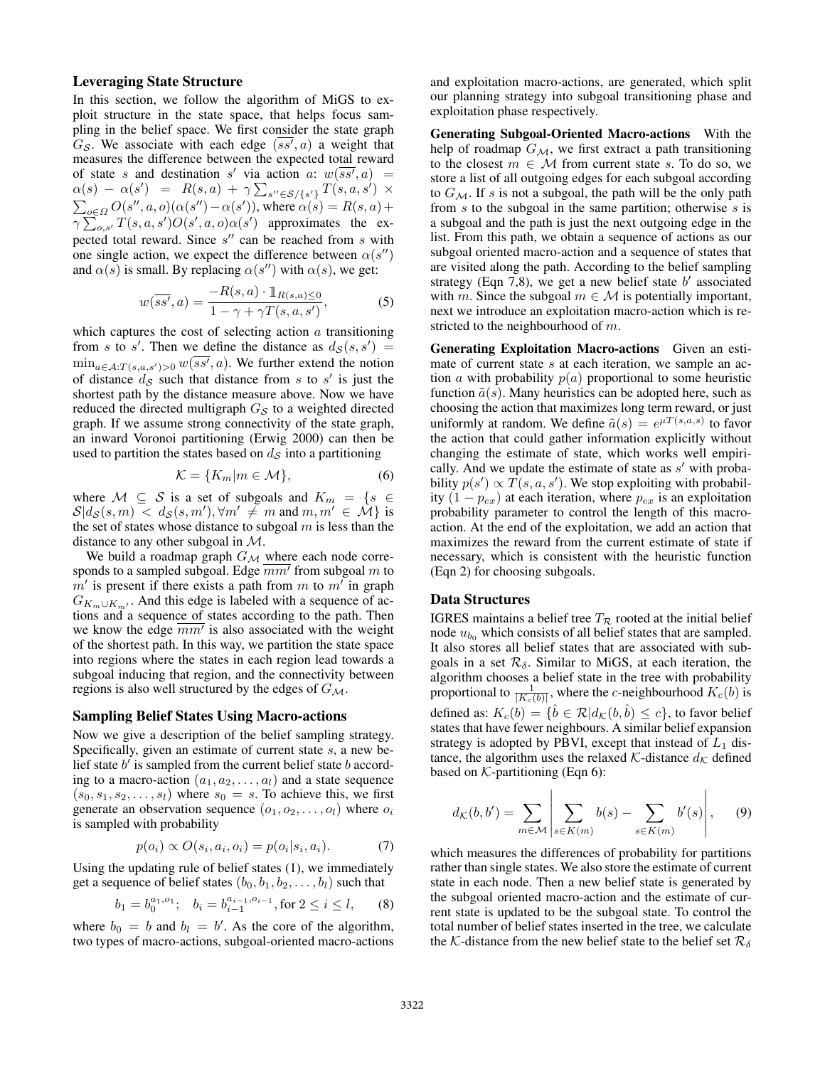### Leveraging State Structure

In this section, we follow the algorithm of MiGS to exploit structure in the state space, that helps focus sampling in the belief space. We first consider the state graph $G_{\mathcal{S}}$. We associate with each edge $(\overline{ss'}, a)$ a weight that measures the difference between the expected total reward of state $s$ and destination $s'$ via action $a$: $w(\overline{ss'}, a) = \alpha(s) - \alpha(s') = R(s,a) + \gamma \sum_{s'' \in \mathcal{S}/\{s'\}} T(s,a,s') \times \sum_{o \in \Omega} O(s'', a, o)(\alpha(s'') - \alpha(s'))$, where $\alpha(s) = R(s,a) + \gamma \sum_{o,s'} T(s,a,s') O(s',a,o)\alpha(s')$ approximates the expected total reward. Since $s''$ can be reached from $s$ with one single action, we expect the difference between $\alpha(s'')$ and $\alpha(s)$ is small. By replacing $\alpha(s'')$ with $\alpha(s)$, we get:

$$w(\overline{ss'}, a) = \frac{-R(s,a) \cdot \mathbb{1}_{R(s,a) \leq 0}}{1 - \gamma + \gamma T(s,a,s')}, \tag{5}$$

which captures the cost of selecting action $a$ transitioning from $s$ to $s'$. Then we define the distance as $d_{\mathcal{S}}(s, s') = \min_{a \in \mathcal{A}: T(s,a,s') > 0} w(\overline{ss'}, a)$. We further extend the notion of distance $d_{\mathcal{S}}$ such that distance from $s$ to $s'$ is just the shortest path by the distance measure above. Now we have reduced the directed multigraph $G_{\mathcal{S}}$ to a weighted directed graph. If we assume strong connectivity of the state graph, an inward Voronoi partitioning (Erwig 2000) can then be used to partition the states based on $d_{\mathcal{S}}$ into a partitioning

$$\mathcal{K} = \{K_m | m \in \mathcal{M}\}, \tag{6}$$

where $\mathcal{M} \subseteq \mathcal{S}$ is a set of subgoals and $K_m = \{s \in \mathcal{S} | d_{\mathcal{S}}(s, m) < d_{\mathcal{S}}(s, m'), \forall m' \neq m \text{ and } m, m' \in \mathcal{M}\}$ is the set of states whose distance to subgoal $m$ is less than the distance to any other subgoal in $\mathcal{M}$.

We build a roadmap graph $G_{\mathcal{M}}$ where each node corresponds to a sampled subgoal. Edge $\overline{mm'}$ from subgoal $m$ to $m'$ is present if there exists a path from $m$ to $m'$ in graph $G_{K_m \cup K_{m'}}$. And this edge is labeled with a sequence of actions and a sequence of states according to the path. Then we know the edge $\overline{mm'}$ is also associated with the weight of the shortest path. In this way, we partition the state space into regions where the states in each region lead towards a subgoal inducing that region, and the connectivity between regions is also well structured by the edges of $G_{\mathcal{M}}$.

### Sampling Belief States Using Macro-actions

Now we give a description of the belief sampling strategy. Specifically, given an estimate of current state $s$, a new belief state $b'$ is sampled from the current belief state $b$ according to a macro-action $(a_1, a_2, \ldots, a_l)$ and a state sequence $(s_0, s_1, s_2, \ldots, s_l)$ where $s_0 = s$. To achieve this, we first generate an observation sequence $(o_1, o_2, \ldots, o_l)$ where $o_i$ is sampled with probability

$$p(o_i) \propto O(s_i, a_i, o_i) = p(o_i | s_i, a_i). \tag{7}$$

Using the updating rule of belief states (1), we immediately get a sequence of belief states $(b_0, b_1, b_2, \ldots, b_l)$ such that

$$b_1 = b_0^{a_1, o_1}; \quad b_i = b_{i-1}^{a_{i-1}, o_{i-1}}, \text{for } 2 \leq i \leq l, \tag{8}$$

where $b_0 = b$ and $b_l = b'$. As the core of the algorithm, two types of macro-actions, subgoal-oriented macro-actions and exploitation macro-actions, are generated, which split our planning strategy into subgoal transitioning phase and exploitation phase respectively.

**Generating Subgoal-Oriented Macro-actions** With the help of roadmap $G_{\mathcal{M}}$, we first extract a path transitioning to the closest $m \in \mathcal{M}$ from current state $s$. To do so, we store a list of all outgoing edges for each subgoal according to $G_{\mathcal{M}}$. If $s$ is not a subgoal, the path will be the only path from $s$ to the subgoal in the same partition; otherwise $s$ is a subgoal and the path is just the next outgoing edge in the list. From this path, we obtain a sequence of actions as our subgoal oriented macro-action and a sequence of states that are visited along the path. According to the belief sampling strategy (Eqn 7,8), we get a new belief state $b'$ associated with $m$. Since the subgoal $m \in \mathcal{M}$ is potentially important, next we introduce an exploitation macro-action which is restricted to the neighbourhood of $m$.

**Generating Exploitation Macro-actions** Given an estimate of current state $s$ at each iteration, we sample an action $a$ with probability $p(a)$ proportional to some heuristic function $\tilde{a}(s)$. Many heuristics can be adopted here, such as choosing the action that maximizes long term reward, or just uniformly at random. We define $\tilde{a}(s) = e^{\mu T(s,a,s)}$ to favor the action that could gather information explicitly without changing the estimate of state, which works well empirically. And we update the estimate of state as $s'$ with probability $p(s') \propto T(s,a,s')$. We stop exploiting with probability $(1 - p_{ex})$ at each iteration, where $p_{ex}$ is an exploitation probability parameter to control the length of this macro-action. At the end of the exploitation, we add an action that maximizes the reward from the current estimate of state if necessary, which is consistent with the heuristic function (Eqn 2) for choosing subgoals.

### Data Structures

IGRES maintains a belief tree $T_{\mathcal{R}}$ rooted at the initial belief node $u_{b_0}$ which consists of all belief states that are sampled. It also stores all belief states that are associated with subgoals in a set $\mathcal{R}_\delta$. Similar to MiGS, at each iteration, the algorithm chooses a belief state in the tree with probability proportional to $\frac{1}{|K_c(b)|}$, where the $c$-neighbourhood $K_c(b)$ is defined as: $K_c(b) = \{\hat{b} \in \mathcal{R} | d_{\mathcal{K}}(b, \hat{b}) \leq c\}$, to favor belief states that have fewer neighbours. A similar belief expansion strategy is adopted by PBVI, except that instead of $L_1$ distance, the algorithm uses the relaxed $\mathcal{K}$-distance $d_{\mathcal{K}}$ defined based on $\mathcal{K}$-partitioning (Eqn 6):

$$d_{\mathcal{K}}(b, b') = \sum_{m \in \mathcal{M}} \left| \sum_{s \in K(m)} b(s) - \sum_{s \in K(m)} b'(s) \right|, \tag{9}$$

which measures the differences of probability for partitions rather than single states. We also store the estimate of current state in each node. Then a new belief state is generated by the subgoal oriented macro-action and the estimate of current state is updated to be the subgoal state. To control the total number of belief states inserted in the tree, we calculate the $\mathcal{K}$-distance from the new belief state to the belief set $\mathcal{R}_\delta$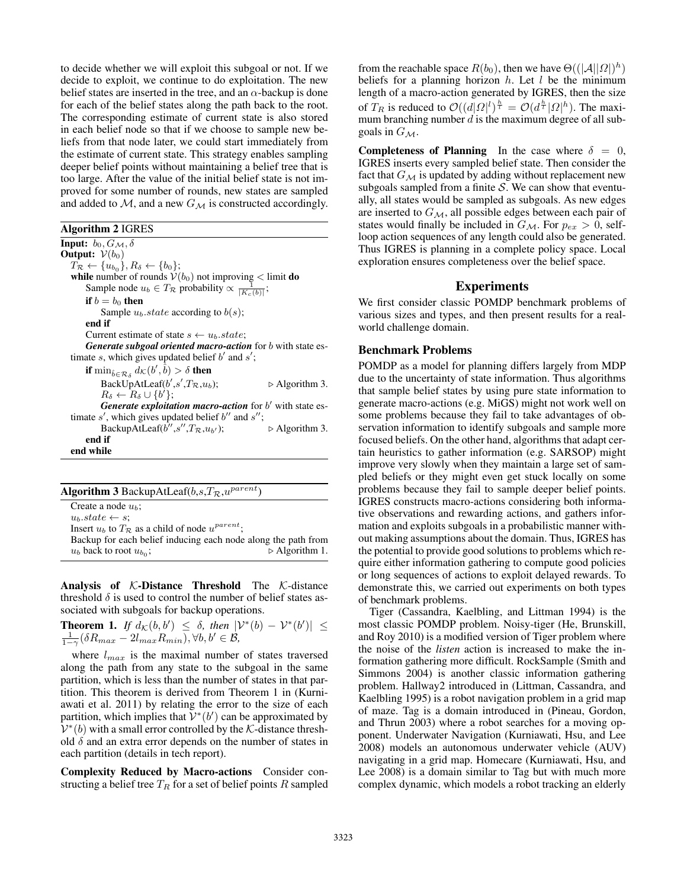to decide whether we will exploit this subgoal or not. If we decide to exploit, we continue to do exploitation. The new belief states are inserted in the tree, and an $\alpha$-backup is done for each of the belief states along the path back to the root. The corresponding estimate of current state is also stored in each belief node so that if we choose to sample new beliefs from that node later, we could start immediately from the estimate of current state. This strategy enables sampling deeper belief points without maintaining a belief tree that is too large. After the value of the initial belief state is not improved for some number of rounds, new states are sampled and added to $\mathcal{M}$, and a new $G_{\mathcal{M}}$ is constructed accordingly.

**Algorithm 2** IGRES

**Input:** $b_0, G_{\mathcal{M}}, \delta$
**Output:** $\mathcal{V}(b_0)$

```
T_R ← {u_{b_0}}, R_δ ← {b_0};
while number of rounds V(b_0) not improving < limit do
    Sample node u_b ∈ T_R probability ∝ 1/|K_c(b)|;
    if b = b_0 then
        Sample u_b.state according to b(s);
    end if
    Current estimate of state s ← u_b.state;
    Generate subgoal oriented macro-action for b with state estimate s, which gives updated belief b' and s';
    if min_{b̂∈R_δ} d_K(b', b̂) > δ then
        BackUpAtLeaf(b',s',T_R,u_b);                ▷ Algorithm 3.
        R_δ ← R_δ ∪ {b'};
        Generate exploitation macro-action for b' with state estimate s', which gives updated belief b'' and s'';
        BackupAtLeaf(b'',s'',T_R,u_{b'});           ▷ Algorithm 3.
    end if
end while
```

**Algorithm 3** BackupAtLeaf($b$,$s$,$T_{\mathcal{R}}$,$u^{parent}$)

```
Create a node u_b;
u_b.state ← s;
Insert u_b to T_R as a child of node u^{parent};
Backup for each belief inducing each node along the path from u_b back to root u_{b_0};   ▷ Algorithm 1.
```

**Analysis of $\mathcal{K}$-Distance Threshold** The $\mathcal{K}$-distance threshold $\delta$ is used to control the number of belief states associated with subgoals for backup operations.

**Theorem 1.** *If* $d_{\mathcal{K}}(b, b') \leq \delta$*, then* $|\mathcal{V}^*(b) - \mathcal{V}^*(b')| \leq \frac{1}{1-\gamma}(\delta R_{max} - 2l_{max} R_{min}), \forall b, b' \in \mathcal{B}$,

where $l_{max}$ is the maximal number of states traversed along the path from any state to the subgoal in the same partition, which is less than the number of states in that partition. This theorem is derived from Theorem 1 in (Kurniawati et al. 2011) by relating the error to the size of each partition, which implies that $\mathcal{V}^*(b')$ can be approximated by $\mathcal{V}^*(b)$ with a small error controlled by the $\mathcal{K}$-distance threshold $\delta$ and an extra error depends on the number of states in each partition (details in tech report).

**Complexity Reduced by Macro-actions** Consider constructing a belief tree $T_R$ for a set of belief points $R$ sampled from the reachable space $R(b_0)$, then we have $\Theta((|\mathcal{A}||\Omega|)^h)$ beliefs for a planning horizon $h$. Let $l$ be the minimum length of a macro-action generated by IGRES, then the size of $T_R$ is reduced to $\mathcal{O}((d|\Omega|^l)^{\frac{h}{l}} = \mathcal{O}(d^{\frac{h}{l}}|\Omega|^h)$. The maximum branching number $d$ is the maximum degree of all subgoals in $G_{\mathcal{M}}$.

**Completeness of Planning** In the case where $\delta = 0$, IGRES inserts every sampled belief state. Then consider the fact that $G_{\mathcal{M}}$ is updated by adding without replacement new subgoals sampled from a finite $\mathcal{S}$. We can show that eventually, all states would be sampled as subgoals. As new edges are inserted to $G_{\mathcal{M}}$, all possible edges between each pair of states would finally be included in $G_{\mathcal{M}}$. For $p_{ex} > 0$, self-loop action sequences of any length could also be generated. Thus IGRES is planning in a complete policy space. Local exploration ensures completeness over the belief space.

## Experiments

We first consider classic POMDP benchmark problems of various sizes and types, and then present results for a real-world challenge domain.

### Benchmark Problems

POMDP as a model for planning differs largely from MDP due to the uncertainty of state information. Thus algorithms that sample belief states by using pure state information to generate macro-actions (e.g. MiGS) might not work well on some problems because they fail to take advantages of observation information to identify subgoals and sample more focused beliefs. On the other hand, algorithms that adapt certain heuristics to gather information (e.g. SARSOP) might improve very slowly when they maintain a large set of sampled beliefs or they might even get stuck locally on some problems because they fail to sample deeper belief points. IGRES constructs macro-actions considering both informative observations and rewarding actions, and gathers information and exploits subgoals in a probabilistic manner without making assumptions about the domain. Thus, IGRES has the potential to provide good solutions to problems which require either information gathering to compute good policies or long sequences of actions to exploit delayed rewards. To demonstrate this, we carried out experiments on both types of benchmark problems.

Tiger (Cassandra, Kaelbling, and Littman 1994) is the most classic POMDP problem. Noisy-tiger (He, Brunskill, and Roy 2010) is a modified version of Tiger problem where the noise of the *listen* action is increased to make the information gathering more difficult. RockSample (Smith and Simmons 2004) is another classic information gathering problem. Hallway2 introduced in (Littman, Cassandra, and Kaelbling 1995) is a robot navigation problem in a grid map of maze. Tag is a domain introduced in (Pineau, Gordon, and Thrun 2003) where a robot searches for a moving opponent. Underwater Navigation (Kurniawati, Hsu, and Lee 2008) models an autonomous underwater vehicle (AUV) navigating in a grid map. Homecare (Kurniawati, Hsu, and Lee 2008) is a domain similar to Tag but with much more complex dynamic, which models a robot tracking an elderly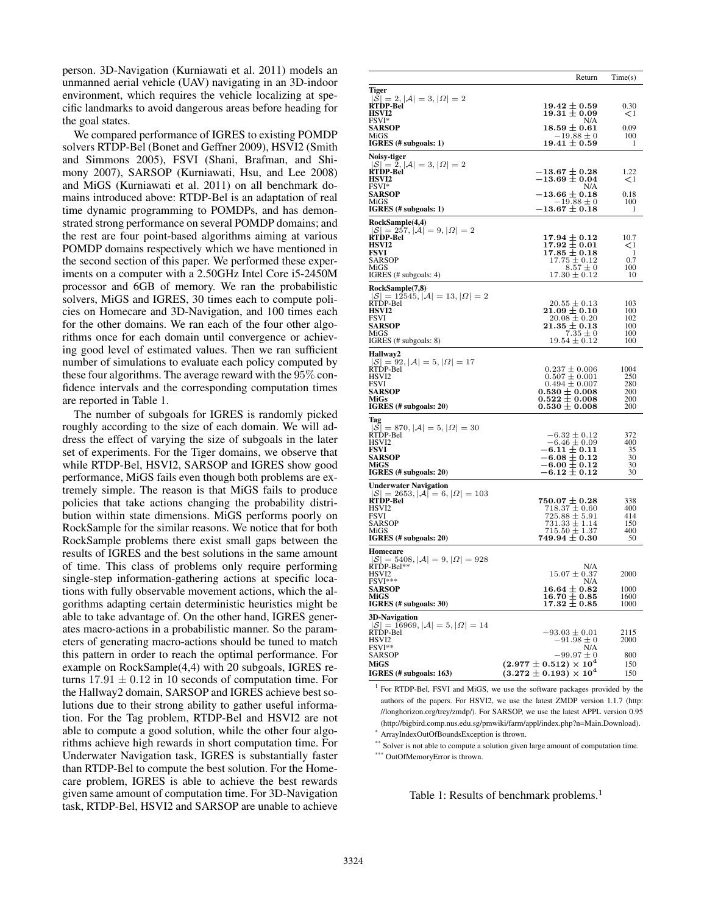person. 3D-Navigation (Kurniawati et al. 2011) models an unmanned aerial vehicle (UAV) navigating in an 3D-indoor environment, which requires the vehicle localizing at specific landmarks to avoid dangerous areas before heading for the goal states.

We compared performance of IGRES to existing POMDP solvers RTDP-Bel (Bonet and Geffner 2009), HSVI2 (Smith and Simmons 2005), FSVI (Shani, Brafman, and Shimony 2007), SARSOP (Kurniawati, Hsu, and Lee 2008) and MiGS (Kurniawati et al. 2011) on all benchmark domains introduced above: RTDP-Bel is an adaptation of real time dynamic programming to POMDPs, and has demonstrated strong performance on several POMDP domains; and the rest are four point-based algorithms aiming at various POMDP domains respectively which we have mentioned in the second section of this paper. We performed these experiments on a computer with a 2.50GHz Intel Core i5-2450M processor and 6GB of memory. We ran the probabilistic solvers, MiGS and IGRES, 30 times each to compute policies on Homecare and 3D-Navigation, and 100 times each for the other domains. We ran each of the four other algorithms once for each domain until convergence or achieving good level of estimated values. Then we ran sufficient number of simulations to evaluate each policy computed by these four algorithms. The average reward with the 95% confidence intervals and the corresponding computation times are reported in Table 1.

The number of subgoals for IGRES is randomly picked roughly according to the size of each domain. We will address the effect of varying the size of subgoals in the later set of experiments. For the Tiger domains, we observe that while RTDP-Bel, HSVI2, SARSOP and IGRES show good performance, MiGS fails even though both problems are extremely simple. The reason is that MiGS fails to produce policies that take actions changing the probability distribution within state dimensions. MiGS performs poorly on RockSample for the similar reasons. We notice that for both RockSample problems there exist small gaps between the results of IGRES and the best solutions in the same amount of time. This class of problems only require performing single-step information-gathering actions at specific locations with fully observable movement actions, which the algorithms adapting certain deterministic heuristics might be able to take advantage of. On the other hand, IGRES generates macro-actions in a probabilistic manner. So the parameters of generating macro-actions should be tuned to match this pattern in order to reach the optimal performance. For example on RockSample(4,4) with 20 subgoals, IGRES returns $17.91 \pm 0.12$ in 10 seconds of computation time. For the Hallway2 domain, SARSOP and IGRES achieve best solutions due to their strong ability to gather useful information. For the Tag problem, RTDP-Bel and HSVI2 are not able to compute a good solution, while the other four algorithms achieve high rewards in short computation time. For Underwater Navigation task, IGRES is substantially faster than RTDP-Bel to compute the best solution. For the Homecare problem, IGRES is able to achieve the best rewards given same amount of computation time. For 3D-Navigation task, RTDP-Bel, HSVI2 and SARSOP are unable to achieve

| | Return | Time(s) |
|---|---|---|
| **Tiger** $\lvert\mathcal{S}\rvert = 2, \lvert\mathcal{A}\rvert = 3, \lvert\Omega\rvert = 2$ | | |
| **RTDP-Bel** | $\mathbf{19.42 \pm 0.59}$ | 0.30 |
| **HSVI2** | $\mathbf{19.31 \pm 0.09}$ | <1 |
| FSVI* | N/A | |
| **SARSOP** | $\mathbf{18.59 \pm 0.61}$ | 0.09 |
| MiGS | $-19.88 \pm 0$ | 100 |
| **IGRES (# subgoals: 1)** | $\mathbf{19.41 \pm 0.59}$ | 1 |
| **Noisy-tiger** $\lvert\mathcal{S}\rvert = 2, \lvert\mathcal{A}\rvert = 3, \lvert\Omega\rvert = 2$ | | |
| **RTDP-Bel** | $\mathbf{-13.67 \pm 0.28}$ | 1.22 |
| **HSVI2** | $\mathbf{-13.69 \pm 0.04}$ | <1 |
| FSVI* | N/A | |
| **SARSOP** | $\mathbf{-13.66 \pm 0.18}$ | 0.18 |
| MiGS | $-19.88 \pm 0$ | 100 |
| **IGRES (# subgoals: 1)** | $\mathbf{-13.67 \pm 0.18}$ | 1 |
| **RockSample(4,4)** $\lvert\mathcal{S}\rvert = 257, \lvert\mathcal{A}\rvert = 9, \lvert\Omega\rvert = 2$ | | |
| **RTDP-Bel** | $\mathbf{17.94 \pm 0.12}$ | 10.7 |
| **HSVI2** | $\mathbf{17.92 \pm 0.01}$ | <1 |
| **FSVI** | $\mathbf{17.85 \pm 0.18}$ | 1 |
| SARSOP | $17.75 \pm 0.12$ | 0.7 |
| MiGS | $8.57 \pm 0$ | 100 |
| IGRES (# subgoals: 4) | $17.30 \pm 0.12$ | 10 |
| **RockSample(7,8)** $\lvert\mathcal{S}\rvert = 12545, \lvert\mathcal{A}\rvert = 13, \lvert\Omega\rvert = 2$ | | |
| RTDP-Bel | $20.55 \pm 0.13$ | 103 |
| **HSVI2** | $\mathbf{21.09 \pm 0.10}$ | 100 |
| FSVI | $20.08 \pm 0.20$ | 102 |
| **SARSOP** | $\mathbf{21.35 \pm 0.13}$ | 100 |
| MiGS | $7.35 \pm 0$ | 100 |
| IGRES (# subgoals: 8) | $19.54 \pm 0.12$ | 100 |
| **Hallway2** $\lvert\mathcal{S}\rvert = 92, \lvert\mathcal{A}\rvert = 5, \lvert\Omega\rvert = 17$ | | |
| RTDP-Bel | $0.237 \pm 0.006$ | 1004 |
| HSVI2 | $0.507 \pm 0.001$ | 250 |
| FSVI | $0.494 \pm 0.007$ | 280 |
| **SARSOP** | $\mathbf{0.530 \pm 0.008}$ | 200 |
| **MiGs** | $\mathbf{0.522 \pm 0.008}$ | 200 |
| **IGRES (# subgoals: 20)** | $\mathbf{0.530 \pm 0.008}$ | 200 |
| **Tag** $\lvert\mathcal{S}\rvert = 870, \lvert\mathcal{A}\rvert = 5, \lvert\Omega\rvert = 30$ | | |
| RTDP-Bel | $-6.32 \pm 0.12$ | 372 |
| HSVI2 | $-6.46 \pm 0.09$ | 400 |
| **FSVI** | $\mathbf{-6.11 \pm 0.11}$ | 35 |
| **SARSOP** | $\mathbf{-6.08 \pm 0.12}$ | 30 |
| **MiGS** | $\mathbf{-6.00 \pm 0.12}$ | 30 |
| **IGRES (# subgoals: 20)** | $\mathbf{-6.12 \pm 0.12}$ | 30 |
| **Underwater Navigation** $\lvert\mathcal{S}\rvert = 2653, \lvert\mathcal{A}\rvert = 6, \lvert\Omega\rvert = 103$ | | |
| **RTDP-Bel** | $\mathbf{750.07 \pm 0.28}$ | 338 |
| HSVI2 | $718.37 \pm 0.60$ | 400 |
| FSVI | $725.88 \pm 5.91$ | 414 |
| SARSOP | $731.33 \pm 1.14$ | 150 |
| MiGS | $715.50 \pm 1.37$ | 400 |
| **IGRES (# subgoals: 20)** | $\mathbf{749.94 \pm 0.30}$ | 50 |
| **Homecare** $\lvert\mathcal{S}\rvert = 5408, \lvert\mathcal{A}\rvert = 9, \lvert\Omega\rvert = 928$ | | |
| RTDP-Bel** | N/A | |
| HSVI2 | $15.07 \pm 0.37$ | 2000 |
| FSVI*** | N/A | |
| **SARSOP** | $\mathbf{16.64 \pm 0.82}$ | 1000 |
| **MiGS** | $\mathbf{16.70 \pm 0.85}$ | 1600 |
| **IGRES (# subgoals: 30)** | $\mathbf{17.32 \pm 0.85}$ | 1000 |
| **3D-Navigation** $\lvert\mathcal{S}\rvert = 16969, \lvert\mathcal{A}\rvert = 5, \lvert\Omega\rvert = 14$ | | |
| RTDP-Bel | $-93.03 \pm 0.01$ | 2115 |
| HSVI2 | $-91.98 \pm 0$ | 2000 |
| FSVI** | N/A | |
| SARSOP | $-99.97 \pm 0$ | 800 |
| **MiGS** | $\mathbf{(2.977 \pm 0.512) \times 10^4}$ | 150 |
| **IGRES (# subgoals: 163)** | $\mathbf{(3.272 \pm 0.193) \times 10^4}$ | 150 |

[1] For RTDP-Bel, FSVI and MiGS, we use the software packages provided by the authors of the papers. For HSVI2, we use the latest ZMDP version 1.1.7 (http://longhorizon.org/trey/zmdp/). For SARSOP, we use the latest APPL version 0.95 (http://bigbird.comp.nus.edu.sg/pmwiki/farm/appl/index.php?n=Main.Download).

\* ArrayIndexOutOfBoundsException is thrown.

\*\* Solver is not able to compute a solution given large amount of computation time.

\*\*\* OutOfMemoryError is thrown.

Table 1: Results of benchmark problems.[1]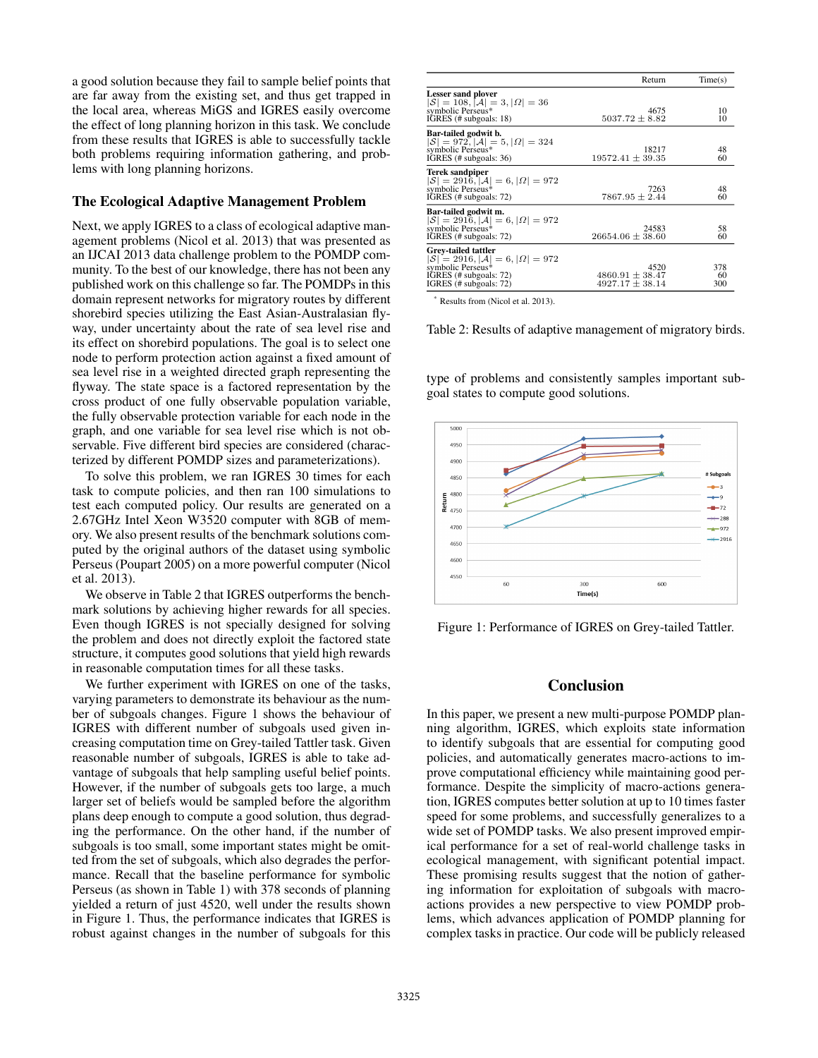a good solution because they fail to sample belief points that are far away from the existing set, and thus get trapped in the local area, whereas MiGS and IGRES easily overcome the effect of long planning horizon in this task. We conclude from these results that IGRES is able to successfully tackle both problems requiring information gathering, and problems with long planning horizons.

## The Ecological Adaptive Management Problem

Next, we apply IGRES to a class of ecological adaptive management problems (Nicol et al. 2013) that was presented as an IJCAI 2013 data challenge problem to the POMDP community. To the best of our knowledge, there has not been any published work on this challenge so far. The POMDPs in this domain represent networks for migratory routes by different shorebird species utilizing the East Asian-Australasian flyway, under uncertainty about the rate of sea level rise and its effect on shorebird populations. The goal is to select one node to perform protection action against a fixed amount of sea level rise in a weighted directed graph representing the flyway. The state space is a factored representation by the cross product of one fully observable population variable, the fully observable protection variable for each node in the graph, and one variable for sea level rise which is not observable. Five different bird species are considered (characterized by different POMDP sizes and parameterizations).

To solve this problem, we ran IGRES 30 times for each task to compute policies, and then ran 100 simulations to test each computed policy. Our results are generated on a 2.67GHz Intel Xeon W3520 computer with 8GB of memory. We also present results of the benchmark solutions computed by the original authors of the dataset using symbolic Perseus (Poupart 2005) on a more powerful computer (Nicol et al. 2013).

We observe in Table 2 that IGRES outperforms the benchmark solutions by achieving higher rewards for all species. Even though IGRES is not specially designed for solving the problem and does not directly exploit the factored state structure, it computes good solutions that yield high rewards in reasonable computation times for all these tasks.

We further experiment with IGRES on one of the tasks, varying parameters to demonstrate its behaviour as the number of subgoals changes. Figure 1 shows the behaviour of IGRES with different number of subgoals used given increasing computation time on Grey-tailed Tattler task. Given reasonable number of subgoals, IGRES is able to take advantage of subgoals that help sampling useful belief points. However, if the number of subgoals gets too large, a much larger set of beliefs would be sampled before the algorithm plans deep enough to compute a good solution, thus degrading the performance. On the other hand, if the number of subgoals is too small, some important states might be omitted from the set of subgoals, which also degrades the performance. Recall that the baseline performance for symbolic Perseus (as shown in Table 1) with 378 seconds of planning yielded a return of just 4520, well under the results shown in Figure 1. Thus, the performance indicates that IGRES is robust against changes in the number of subgoals for this type of problems and consistently samples important subgoal states to compute good solutions.

| | Return | Time(s) |
|---|---|---|
| **Lesser sand plover** $\lvert S\rvert = 108, \lvert A\rvert = 3, \lvert\Omega\rvert = 36$ | | |
| symbolic Perseus* | 4675 | 10 |
| IGRES (# subgoals: 18) | $5037.72 \pm 8.82$ | 10 |
| **Bar-tailed godwit b.** $\lvert S\rvert = 972, \lvert A\rvert = 5, \lvert\Omega\rvert = 324$ | | |
| symbolic Perseus* | 18217 | 48 |
| IGRES (# subgoals: 36) | $19572.41 \pm 39.35$ | 60 |
| **Terek sandpiper** $\lvert S\rvert = 2916, \lvert A\rvert = 6, \lvert\Omega\rvert = 972$ | | |
| symbolic Perseus* | 7263 | 48 |
| IGRES (# subgoals: 72) | $7867.95 \pm 2.44$ | 60 |
| **Bar-tailed godwit m.** $\lvert S\rvert = 2916, \lvert A\rvert = 6, \lvert\Omega\rvert = 972$ | | |
| symbolic Perseus* | 24583 | 58 |
| IGRES (# subgoals: 72) | $26654.06 \pm 38.60$ | 60 |
| **Grey-tailed tattler** $\lvert S\rvert = 2916, \lvert A\rvert = 6, \lvert\Omega\rvert = 972$ | | |
| symbolic Perseus* | 4520 | 378 |
| IGRES (# subgoals: 72) | $4860.91 \pm 38.47$ | 60 |
| IGRES (# subgoals: 72) | $4927.17 \pm 38.14$ | 300 |

* Results from (Nicol et al. 2013).

Table 2: Results of adaptive management of migratory birds.

Figure 1: Performance of IGRES on Grey-tailed Tattler.

## Conclusion

In this paper, we present a new multi-purpose POMDP planning algorithm, IGRES, which exploits state information to identify subgoals that are essential for computing good policies, and automatically generates macro-actions to improve computational efficiency while maintaining good performance. Despite the simplicity of macro-actions generation, IGRES computes better solution at up to 10 times faster speed for some problems, and successfully generalizes to a wide set of POMDP tasks. We also present improved empirical performance for a set of real-world challenge tasks in ecological management, with significant potential impact. These promising results suggest that the notion of gathering information for exploitation of subgoals with macro-actions provides a new perspective to view POMDP problems, which advances application of POMDP planning for complex tasks in practice. Our code will be publicly released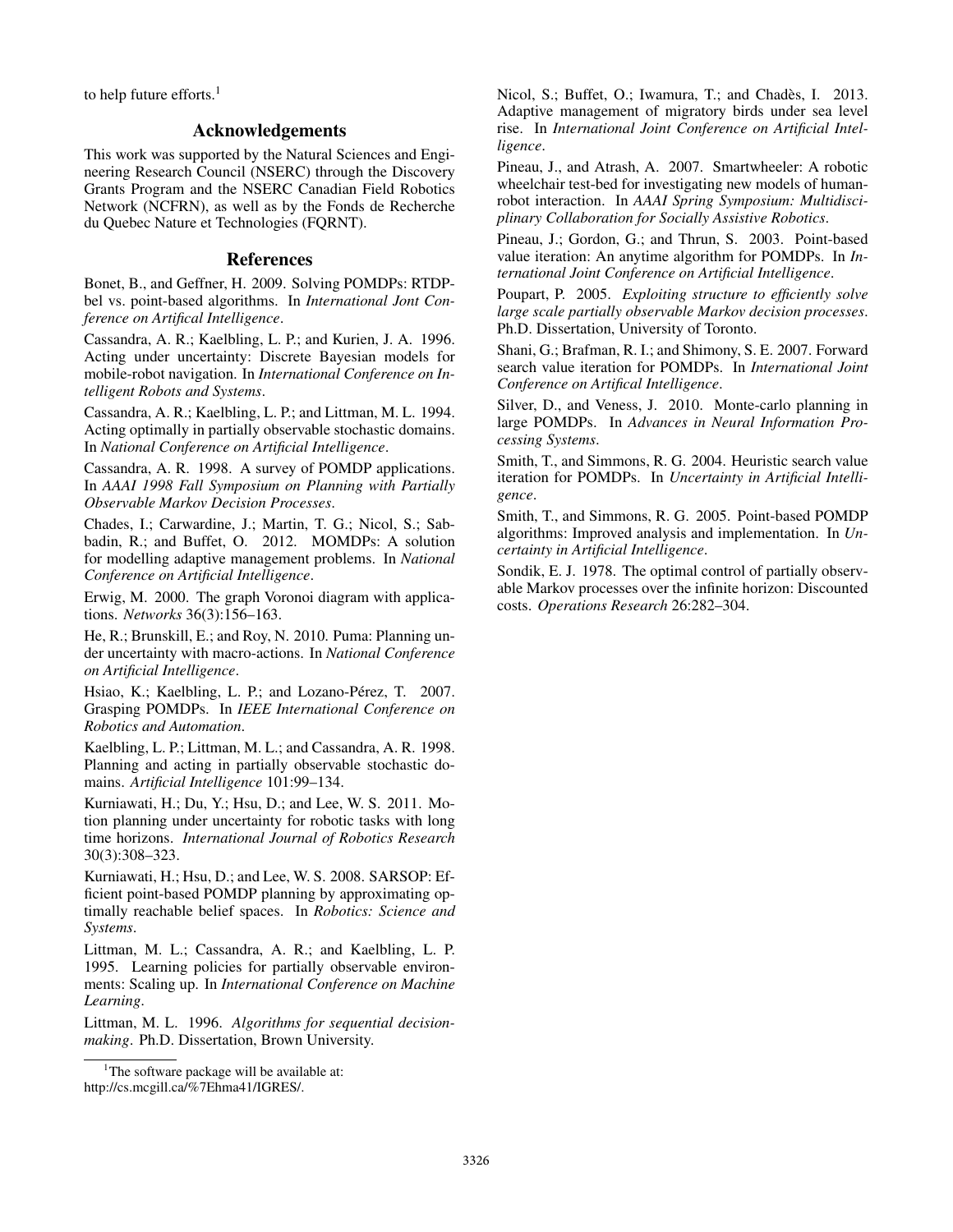to help future efforts.[1]

## Acknowledgements

This work was supported by the Natural Sciences and Engineering Research Council (NSERC) through the Discovery Grants Program and the NSERC Canadian Field Robotics Network (NCFRN), as well as by the Fonds de Recherche du Quebec Nature et Technologies (FQRNT).

## References

Bonet, B., and Geffner, H. 2009. Solving POMDPs: RTDP-bel vs. point-based algorithms. In *International Jont Conference on Artifical Intelligence*.

Cassandra, A. R.; Kaelbling, L. P.; and Kurien, J. A. 1996. Acting under uncertainty: Discrete Bayesian models for mobile-robot navigation. In *International Conference on Intelligent Robots and Systems*.

Cassandra, A. R.; Kaelbling, L. P.; and Littman, M. L. 1994. Acting optimally in partially observable stochastic domains. In *National Conference on Artificial Intelligence*.

Cassandra, A. R. 1998. A survey of POMDP applications. In *AAAI 1998 Fall Symposium on Planning with Partially Observable Markov Decision Processes*.

Chades, I.; Carwardine, J.; Martin, T. G.; Nicol, S.; Sabbadin, R.; and Buffet, O. 2012. MOMDPs: A solution for modelling adaptive management problems. In *National Conference on Artificial Intelligence*.

Erwig, M. 2000. The graph Voronoi diagram with applications. *Networks* 36(3):156–163.

He, R.; Brunskill, E.; and Roy, N. 2010. Puma: Planning under uncertainty with macro-actions. In *National Conference on Artificial Intelligence*.

Hsiao, K.; Kaelbling, L. P.; and Lozano-Pérez, T. 2007. Grasping POMDPs. In *IEEE International Conference on Robotics and Automation*.

Kaelbling, L. P.; Littman, M. L.; and Cassandra, A. R. 1998. Planning and acting in partially observable stochastic domains. *Artificial Intelligence* 101:99–134.

Kurniawati, H.; Du, Y.; Hsu, D.; and Lee, W. S. 2011. Motion planning under uncertainty for robotic tasks with long time horizons. *International Journal of Robotics Research* 30(3):308–323.

Kurniawati, H.; Hsu, D.; and Lee, W. S. 2008. SARSOP: Efficient point-based POMDP planning by approximating optimally reachable belief spaces. In *Robotics: Science and Systems*.

Littman, M. L.; Cassandra, A. R.; and Kaelbling, L. P. 1995. Learning policies for partially observable environments: Scaling up. In *International Conference on Machine Learning*.

Littman, M. L. 1996. *Algorithms for sequential decision-making*. Ph.D. Dissertation, Brown University.

Nicol, S.; Buffet, O.; Iwamura, T.; and Chadès, I. 2013. Adaptive management of migratory birds under sea level rise. In *International Joint Conference on Artificial Intelligence*.

Pineau, J., and Atrash, A. 2007. Smartwheeler: A robotic wheelchair test-bed for investigating new models of human-robot interaction. In *AAAI Spring Symposium: Multidisciplinary Collaboration for Socially Assistive Robotics*.

Pineau, J.; Gordon, G.; and Thrun, S. 2003. Point-based value iteration: An anytime algorithm for POMDPs. In *International Joint Conference on Artificial Intelligence*.

Poupart, P. 2005. *Exploiting structure to efficiently solve large scale partially observable Markov decision processes*. Ph.D. Dissertation, University of Toronto.

Shani, G.; Brafman, R. I.; and Shimony, S. E. 2007. Forward search value iteration for POMDPs. In *International Joint Conference on Artifical Intelligence*.

Silver, D., and Veness, J. 2010. Monte-carlo planning in large POMDPs. In *Advances in Neural Information Processing Systems*.

Smith, T., and Simmons, R. G. 2004. Heuristic search value iteration for POMDPs. In *Uncertainty in Artificial Intelligence*.

Smith, T., and Simmons, R. G. 2005. Point-based POMDP algorithms: Improved analysis and implementation. In *Uncertainty in Artificial Intelligence*.

Sondik, E. J. 1978. The optimal control of partially observable Markov processes over the infinite horizon: Discounted costs. *Operations Research* 26:282–304.

[1] The software package will be available at: http://cs.mcgill.ca/%7Ehma41/IGRES/.